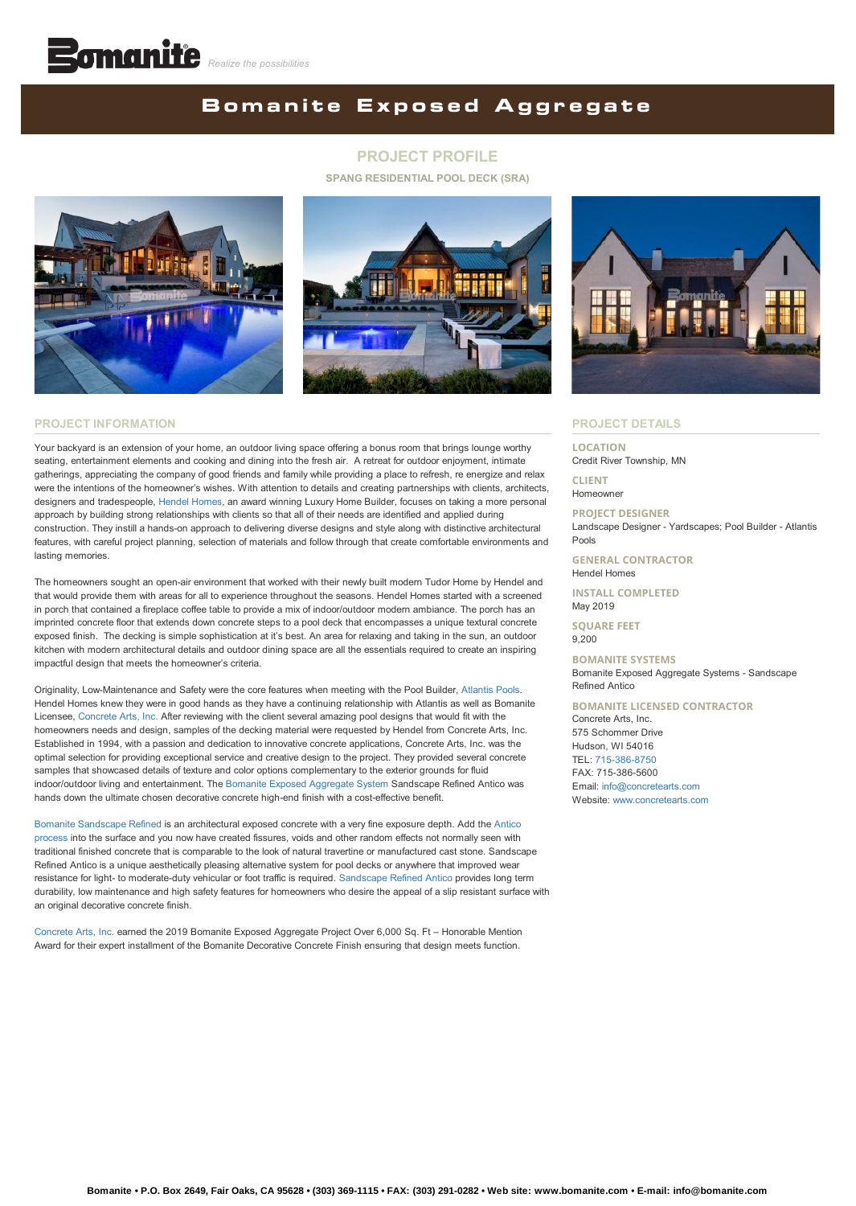Bomanite *Realize the possibilities*

# Bomanite Exposed Aggregate

## PROJECT PROFILE

**SPANG RESIDENTIAL POOL DECK (SRA)**

## PROJECT INFORMATION

Your backyard is an extension of your home, an outdoor living space offering a bonus room that brings lounge worthy seating, entertainment elements and cooking and dining into the fresh air. A retreat for outdoor enjoyment, intimate gatherings, appreciating the company of good friends and family while providing a place to refresh, re energize and relax were the intentions of the homeowner's wishes. With attention to details and creating partnerships with clients, architects, designers and tradespeople, Hendel Homes, an award winning Luxury Home Builder, focuses on taking a more personal approach by building strong relationships with clients so that all of their needs are identified and applied during construction. They instill a hands-on approach to delivering diverse designs and style along with distinctive architectural features, with careful project planning, selection of materials and follow through that create comfortable environments and lasting memories.

The homeowners sought an open-air environment that worked with their newly built modern Tudor Home by Hendel and that would provide them with areas for all to experience throughout the seasons. Hendel Homes started with a screened in porch that contained a fireplace coffee table to provide a mix of indoor/outdoor modern ambiance. The porch has an imprinted concrete floor that extends down concrete steps to a pool deck that encompasses a unique textural concrete exposed finish. The decking is simple sophistication at it's best. An area for relaxing and taking in the sun, an outdoor kitchen with modern architectural details and outdoor dining space are all the essentials required to create an inspiring impactful design that meets the homeowner's criteria.

Originality, Low-Maintenance and Safety were the core features when meeting with the Pool Builder, Atlantis Pools. Hendel Homes knew they were in good hands as they have a continuing relationship with Atlantis as well as Bomanite Licensee, Concrete Arts, Inc. After reviewing with the client several amazing pool designs that would fit with the homeowners needs and design, samples of the decking material were requested by Hendel from Concrete Arts, Inc. Established in 1994, with a passion and dedication to innovative concrete applications, Concrete Arts, Inc. was the optimal selection for providing exceptional service and creative design to the project. They provided several concrete samples that showcased details of texture and color options complementary to the exterior grounds for fluid indoor/outdoor living and entertainment. The Bomanite Exposed Aggregate System Sandscape Refined Antico was hands down the ultimate chosen decorative concrete high-end finish with a cost-effective benefit.

Bomanite Sandscape Refined is an architectural exposed concrete with a very fine exposure depth. Add the Antico process into the surface and you now have created fissures, voids and other random effects not normally seen with traditional finished concrete that is comparable to the look of natural travertine or manufactured cast stone. Sandscape Refined Antico is a unique aesthetically pleasing alternative system for pool decks or anywhere that improved wear resistance for light- to moderate-duty vehicular or foot traffic is required. Sandscape Refined Antico provides long term durability, low maintenance and high safety features for homeowners who desire the appeal of a slip resistant surface with an original decorative concrete finish.

Concrete Arts, Inc. earned the 2019 Bomanite Exposed Aggregate Project Over 6,000 Sq. Ft – Honorable Mention Award for their expert installment of the Bomanite Decorative Concrete Finish ensuring that design meets function.

## PROJECT DETAILS

**LOCATION**
Credit River Township, MN

**CLIENT**
Homeowner

**PROJECT DESIGNER**
Landscape Designer - Yardscapes; Pool Builder - Atlantis Pools

**GENERAL CONTRACTOR**
Hendel Homes

**INSTALL COMPLETED**
May 2019

**SQUARE FEET**
9,200

**BOMANITE SYSTEMS**
Bomanite Exposed Aggregate Systems - Sandscape Refined Antico

**BOMANITE LICENSED CONTRACTOR**
Concrete Arts, Inc.
575 Schommer Drive
Hudson, WI 54016
TEL: 715-386-8750
FAX: 715-386-5600
Email: info@concretearts.com
Website: www.concretearts.com

**Bomanite • P.O. Box 2649, Fair Oaks, CA 95628 • (303) 369-1115 • FAX: (303) 291-0282 • Web site: www.bomanite.com • E-mail: info@bomanite.com**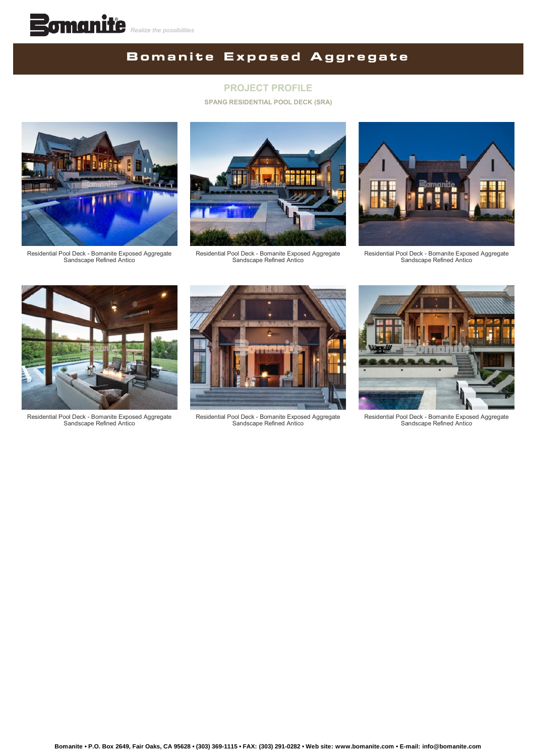# Bomanite Exposed Aggregate

## PROJECT PROFILE

### SPANG RESIDENTIAL POOL DECK (SRA)

Residential Pool Deck - Bomanite Exposed Aggregate Sandscape Refined Antico

Residential Pool Deck - Bomanite Exposed Aggregate Sandscape Refined Antico

Residential Pool Deck - Bomanite Exposed Aggregate Sandscape Refined Antico

Residential Pool Deck - Bomanite Exposed Aggregate Sandscape Refined Antico

Residential Pool Deck - Bomanite Exposed Aggregate Sandscape Refined Antico

Residential Pool Deck - Bomanite Exposed Aggregate Sandscape Refined Antico

**Bomanite • P.O. Box 2649, Fair Oaks, CA 95628 • (303) 369-1115 • FAX: (303) 291-0282 • Web site: www.bomanite.com • E-mail: info@bomanite.com**